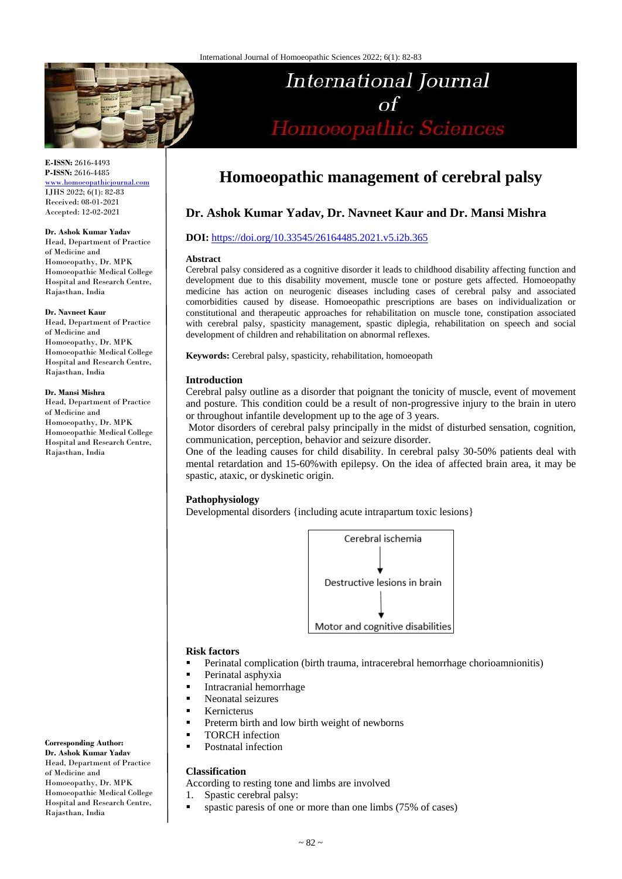# Homoeopathic management of cerebral palsy

**Dr. Ashok Kumar Yadav, Dr. Navneet Kaur and Dr. Mansi Mishra**

**E-ISSN:** 2616-4493
**P-ISSN:** 2616-4485
www.homoeopathicjournal.com
IJHS 2022; 6(1): 82-83
Received: 08-01-2021
Accepted: 12-02-2021

**Dr. Ashok Kumar Yadav**
Head, Department of Practice of Medicine and Homoeopathy, Dr. MPK Homoeopathic Medical College Hospital and Research Centre, Rajasthan, India

**Dr. Navneet Kaur**
Head, Department of Practice of Medicine and Homoeopathy, Dr. MPK Homoeopathic Medical College Hospital and Research Centre, Rajasthan, India

**Dr. Mansi Mishra**
Head, Department of Practice of Medicine and Homoeopathy, Dr. MPK Homoeopathic Medical College Hospital and Research Centre, Rajasthan, India

**Corresponding Author:**
**Dr. Ashok Kumar Yadav**
Head, Department of Practice of Medicine and Homoeopathy, Dr. MPK Homoeopathic Medical College Hospital and Research Centre, Rajasthan, India

**DOI:** https://doi.org/10.33545/26164485.2021.v5.i2b.365

### Abstract

Cerebral palsy considered as a cognitive disorder it leads to childhood disability affecting function and development due to this disability movement, muscle tone or posture gets affected. Homoeopathy medicine has action on neurogenic diseases including cases of cerebral palsy and associated comorbidities caused by disease. Homoeopathic prescriptions are bases on individualization or constitutional and therapeutic approaches for rehabilitation on muscle tone, constipation associated with cerebral palsy, spasticity management, spastic diplegia, rehabilitation on speech and social development of children and rehabilitation on abnormal reflexes.

**Keywords:** Cerebral palsy, spasticity, rehabilitation, homoeopath

### Introduction

Cerebral palsy outline as a disorder that poignant the tonicity of muscle, event of movement and posture. This condition could be a result of non-progressive injury to the brain in utero or throughout infantile development up to the age of 3 years.

Motor disorders of cerebral palsy principally in the midst of disturbed sensation, cognition, communication, perception, behavior and seizure disorder.

One of the leading causes for child disability. In cerebral palsy 30-50% patients deal with mental retardation and 15-60%with epilepsy. On the idea of affected brain area, it may be spastic, ataxic, or dyskinetic origin.

### Pathophysiology

Developmental disorders {including acute intrapartum toxic lesions}

Cerebral ischemia
↓
Destructive lesions in brain
↓
Motor and cognitive disabilities

### Risk factors

- Perinatal complication (birth trauma, intracerebral hemorrhage chorioamnionitis)
- Perinatal asphyxia
- Intracranial hemorrhage
- Neonatal seizures
- Kernicterus
- Preterm birth and low birth weight of newborns
- TORCH infection
- Postnatal infection

### Classification

According to resting tone and limbs are involved

1. Spastic cerebral palsy:
   - spastic paresis of one or more than one limbs (75% of cases)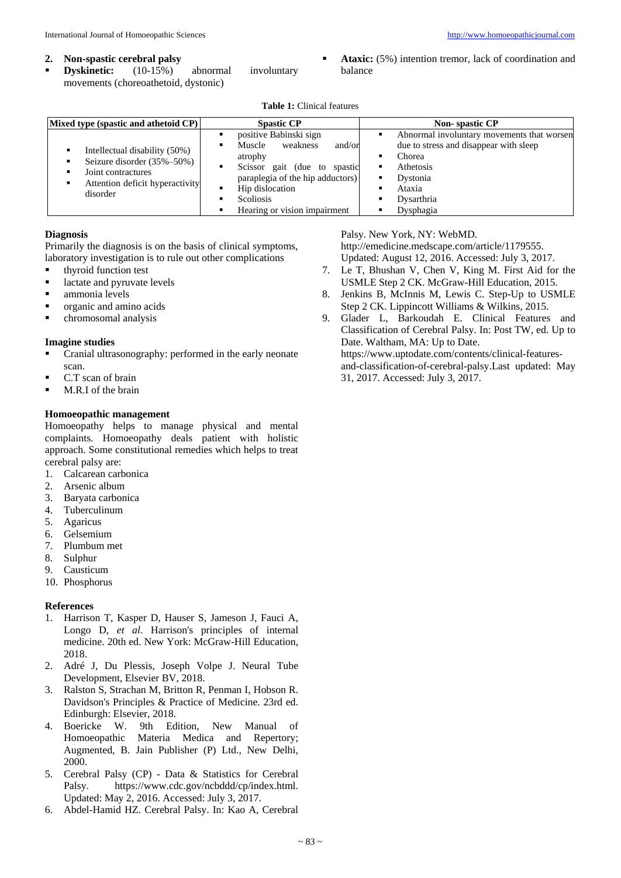2. **Non-spastic cerebral palsy**

- **Dyskinetic:** (10-15%) abnormal involuntary movements (choreoathetoid, dystonic)
- **Ataxic:** (5%) intention tremor, lack of coordination and balance

**Table 1:** Clinical features

| Mixed type (spastic and athetoid CP) | Spastic CP | Non- spastic CP |
|---|---|---|
| ▪ Intellectual disability (50%)<br>▪ Seizure disorder (35%–50%)<br>▪ Joint contractures<br>▪ Attention deficit hyperactivity disorder | ▪ positive Babinski sign<br>▪ Muscle weakness and/or atrophy<br>▪ Scissor gait (due to spastic paraplegia of the hip adductors)<br>▪ Hip dislocation<br>▪ Scoliosis<br>▪ Hearing or vision impairment | ▪ Abnormal involuntary movements that worsen due to stress and disappear with sleep<br>▪ Chorea<br>▪ Athetosis<br>▪ Dystonia<br>▪ Ataxia<br>▪ Dysarthria<br>▪ Dysphagia |

### Diagnosis

Primarily the diagnosis is on the basis of clinical symptoms, laboratory investigation is to rule out other complications

- thyroid function test
- lactate and pyruvate levels
- ammonia levels
- organic and amino acids
- chromosomal analysis

### Imagine studies

- Cranial ultrasonography: performed in the early neonate scan.
- C.T scan of brain
- M.R.I of the brain

### Homoeopathic management

Homoeopathy helps to manage physical and mental complaints. Homoeopathy deals patient with holistic approach. Some constitutional remedies which helps to treat cerebral palsy are:

1. Calcarean carbonica
2. Arsenic album
3. Baryata carbonica
4. Tuberculinum
5. Agaricus
6. Gelsemium
7. Plumbum met
8. Sulphur
9. Causticum
10. Phosphorus

### References

1. Harrison T, Kasper D, Hauser S, Jameson J, Fauci A, Longo D, *et al*. Harrison's principles of internal medicine. 20th ed. New York: McGraw-Hill Education, 2018.
2. Adré J, Du Plessis, Joseph Volpe J. Neural Tube Development, Elsevier BV, 2018.
3. Ralston S, Strachan M, Britton R, Penman I, Hobson R. Davidson's Principles & Practice of Medicine. 23rd ed. Edinburgh: Elsevier, 2018.
4. Boericke W. 9th Edition, New Manual of Homoeopathic Materia Medica and Repertory; Augmented, B. Jain Publisher (P) Ltd., New Delhi, 2000.
5. Cerebral Palsy (CP) - Data & Statistics for Cerebral Palsy. https://www.cdc.gov/ncbddd/cp/index.html. Updated: May 2, 2016. Accessed: July 3, 2017.
6. Abdel-Hamid HZ. Cerebral Palsy. In: Kao A, Cerebral Palsy. New York, NY: WebMD. http://emedicine.medscape.com/article/1179555. Updated: August 12, 2016. Accessed: July 3, 2017.
7. Le T, Bhushan V, Chen V, King M. First Aid for the USMLE Step 2 CK. McGraw-Hill Education, 2015.
8. Jenkins B, McInnis M, Lewis C. Step-Up to USMLE Step 2 CK. Lippincott Williams & Wilkins, 2015.
9. Glader L, Barkoudah E. Clinical Features and Classification of Cerebral Palsy. In: Post TW, ed. Up to Date. Waltham, MA: Up to Date. https://www.uptodate.com/contents/clinical-features-and-classification-of-cerebral-palsy.Last updated: May 31, 2017. Accessed: July 3, 2017.